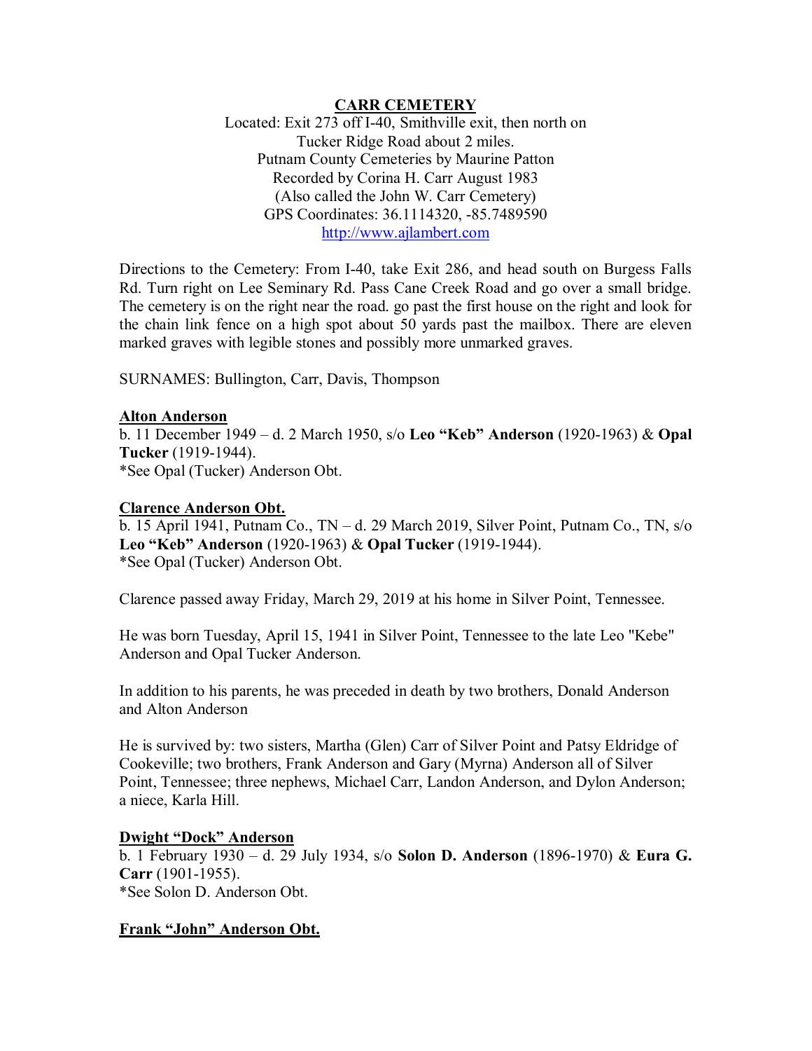# CARR CEMETERY

Located: Exit 273 off I-40, Smithville exit, then north on Tucker Ridge Road about 2 miles.
Putnam County Cemeteries by Maurine Patton
Recorded by Corina H. Carr August 1983
(Also called the John W. Carr Cemetery)
GPS Coordinates: 36.1114320, -85.7489590
http://www.ajlambert.com

Directions to the Cemetery: From I-40, take Exit 286, and head south on Burgess Falls Rd. Turn right on Lee Seminary Rd. Pass Cane Creek Road and go over a small bridge. The cemetery is on the right near the road. go past the first house on the right and look for the chain link fence on a high spot about 50 yards past the mailbox. There are eleven marked graves with legible stones and possibly more unmarked graves.

SURNAMES: Bullington, Carr, Davis, Thompson

**Alton Anderson**
b. 11 December 1949 – d. 2 March 1950, s/o **Leo "Keb" Anderson** (1920-1963) & **Opal Tucker** (1919-1944).
*See Opal (Tucker) Anderson Obt.

**Clarence Anderson Obt.**
b. 15 April 1941, Putnam Co., TN – d. 29 March 2019, Silver Point, Putnam Co., TN, s/o **Leo "Keb" Anderson** (1920-1963) & **Opal Tucker** (1919-1944).
*See Opal (Tucker) Anderson Obt.

Clarence passed away Friday, March 29, 2019 at his home in Silver Point, Tennessee.

He was born Tuesday, April 15, 1941 in Silver Point, Tennessee to the late Leo "Kebe" Anderson and Opal Tucker Anderson.

In addition to his parents, he was preceded in death by two brothers, Donald Anderson and Alton Anderson

He is survived by: two sisters, Martha (Glen) Carr of Silver Point and Patsy Eldridge of Cookeville; two brothers, Frank Anderson and Gary (Myrna) Anderson all of Silver Point, Tennessee; three nephews, Michael Carr, Landon Anderson, and Dylon Anderson; a niece, Karla Hill.

**Dwight "Dock" Anderson**
b. 1 February 1930 – d. 29 July 1934, s/o **Solon D. Anderson** (1896-1970) & **Eura G. Carr** (1901-1955).
*See Solon D. Anderson Obt.

**Frank "John" Anderson Obt.**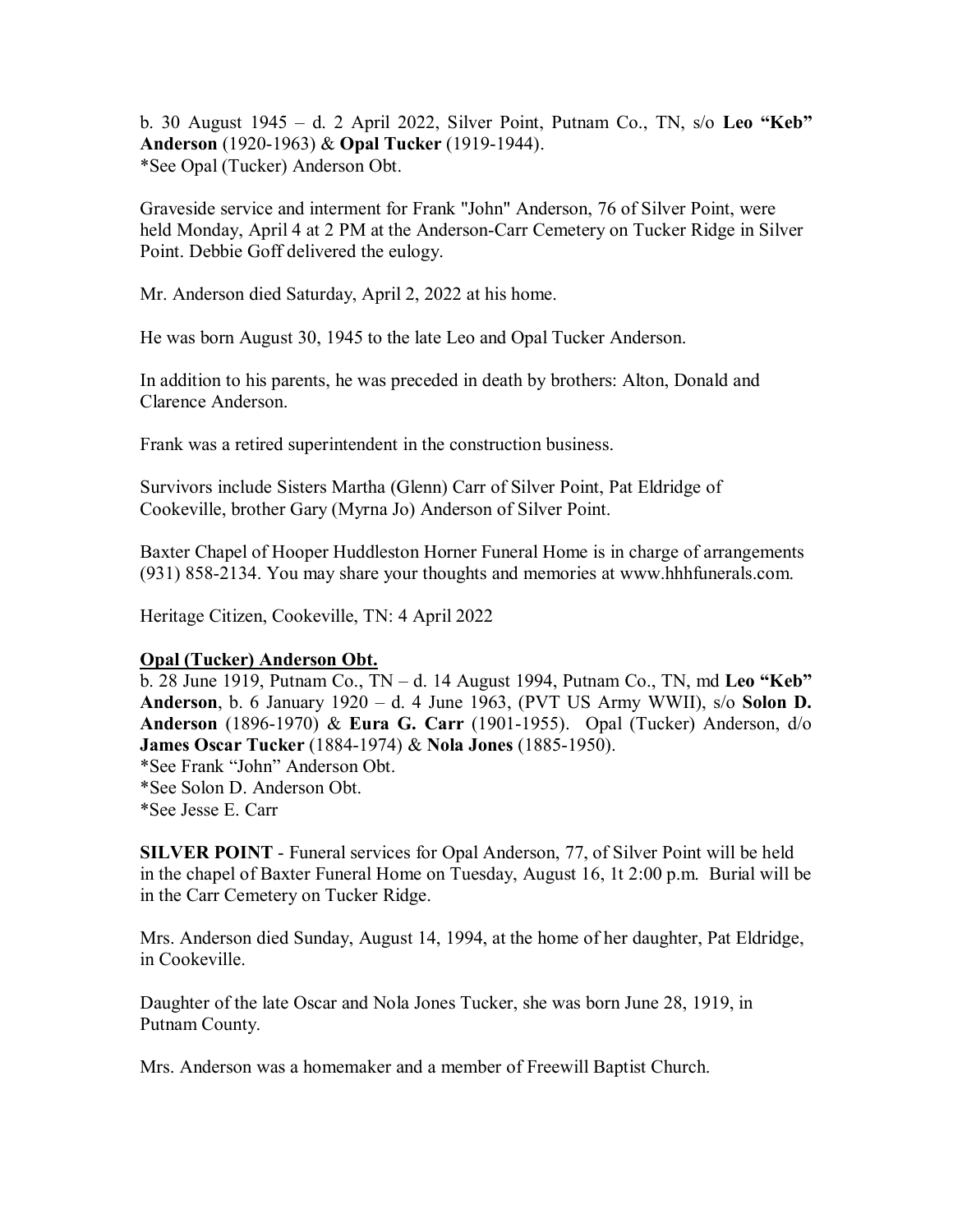b. 30 August 1945 – d. 2 April 2022, Silver Point, Putnam Co., TN, s/o **Leo "Keb" Anderson** (1920-1963) & **Opal Tucker** (1919-1944).
*See Opal (Tucker) Anderson Obt.

Graveside service and interment for Frank "John" Anderson, 76 of Silver Point, were held Monday, April 4 at 2 PM at the Anderson-Carr Cemetery on Tucker Ridge in Silver Point. Debbie Goff delivered the eulogy.

Mr. Anderson died Saturday, April 2, 2022 at his home.

He was born August 30, 1945 to the late Leo and Opal Tucker Anderson.

In addition to his parents, he was preceded in death by brothers: Alton, Donald and Clarence Anderson.

Frank was a retired superintendent in the construction business.

Survivors include Sisters Martha (Glenn) Carr of Silver Point, Pat Eldridge of Cookeville, brother Gary (Myrna Jo) Anderson of Silver Point.

Baxter Chapel of Hooper Huddleston Horner Funeral Home is in charge of arrangements (931) 858-2134. You may share your thoughts and memories at www.hhhfunerals.com.

Heritage Citizen, Cookeville, TN: 4 April 2022

**Opal (Tucker) Anderson Obt.**

b. 28 June 1919, Putnam Co., TN – d. 14 August 1994, Putnam Co., TN, md **Leo "Keb" Anderson**, b. 6 January 1920 – d. 4 June 1963, (PVT US Army WWII), s/o **Solon D. Anderson** (1896-1970) & **Eura G. Carr** (1901-1955). Opal (Tucker) Anderson, d/o **James Oscar Tucker** (1884-1974) & **Nola Jones** (1885-1950).
*See Frank "John" Anderson Obt.
*See Solon D. Anderson Obt.
*See Jesse E. Carr

**SILVER POINT** - Funeral services for Opal Anderson, 77, of Silver Point will be held in the chapel of Baxter Funeral Home on Tuesday, August 16, 1t 2:00 p.m. Burial will be in the Carr Cemetery on Tucker Ridge.

Mrs. Anderson died Sunday, August 14, 1994, at the home of her daughter, Pat Eldridge, in Cookeville.

Daughter of the late Oscar and Nola Jones Tucker, she was born June 28, 1919, in Putnam County.

Mrs. Anderson was a homemaker and a member of Freewill Baptist Church.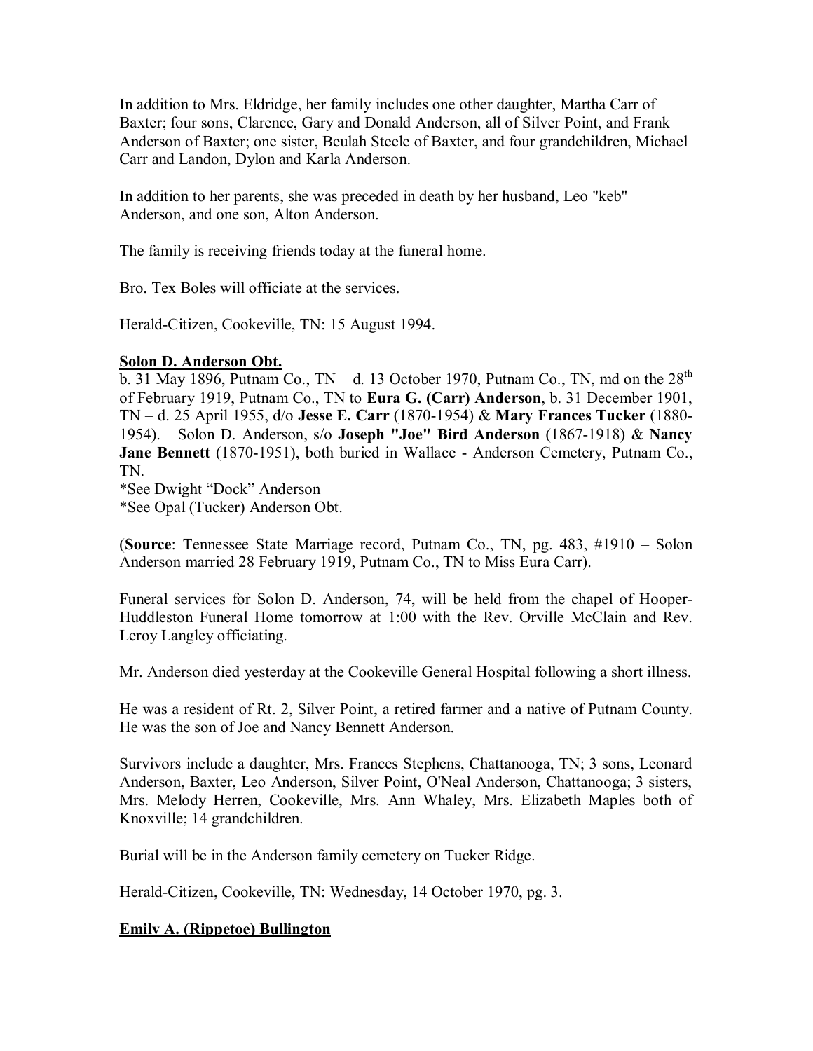In addition to Mrs. Eldridge, her family includes one other daughter, Martha Carr of Baxter; four sons, Clarence, Gary and Donald Anderson, all of Silver Point, and Frank Anderson of Baxter; one sister, Beulah Steele of Baxter, and four grandchildren, Michael Carr and Landon, Dylon and Karla Anderson.

In addition to her parents, she was preceded in death by her husband, Leo "keb" Anderson, and one son, Alton Anderson.

The family is receiving friends today at the funeral home.

Bro. Tex Boles will officiate at the services.

Herald-Citizen, Cookeville, TN: 15 August 1994.

**Solon D. Anderson Obt.**

b. 31 May 1896, Putnam Co., TN – d. 13 October 1970, Putnam Co., TN, md on the 28th of February 1919, Putnam Co., TN to **Eura G. (Carr) Anderson**, b. 31 December 1901, TN – d. 25 April 1955, d/o **Jesse E. Carr** (1870-1954) & **Mary Frances Tucker** (1880-1954). Solon D. Anderson, s/o **Joseph "Joe" Bird Anderson** (1867-1918) & **Nancy Jane Bennett** (1870-1951), both buried in Wallace - Anderson Cemetery, Putnam Co., TN.
*See Dwight "Dock" Anderson
*See Opal (Tucker) Anderson Obt.

(**Source**: Tennessee State Marriage record, Putnam Co., TN, pg. 483, #1910 – Solon Anderson married 28 February 1919, Putnam Co., TN to Miss Eura Carr).

Funeral services for Solon D. Anderson, 74, will be held from the chapel of Hooper-Huddleston Funeral Home tomorrow at 1:00 with the Rev. Orville McClain and Rev. Leroy Langley officiating.

Mr. Anderson died yesterday at the Cookeville General Hospital following a short illness.

He was a resident of Rt. 2, Silver Point, a retired farmer and a native of Putnam County. He was the son of Joe and Nancy Bennett Anderson.

Survivors include a daughter, Mrs. Frances Stephens, Chattanooga, TN; 3 sons, Leonard Anderson, Baxter, Leo Anderson, Silver Point, O'Neal Anderson, Chattanooga; 3 sisters, Mrs. Melody Herren, Cookeville, Mrs. Ann Whaley, Mrs. Elizabeth Maples both of Knoxville; 14 grandchildren.

Burial will be in the Anderson family cemetery on Tucker Ridge.

Herald-Citizen, Cookeville, TN: Wednesday, 14 October 1970, pg. 3.

**Emily A. (Rippetoe) Bullington**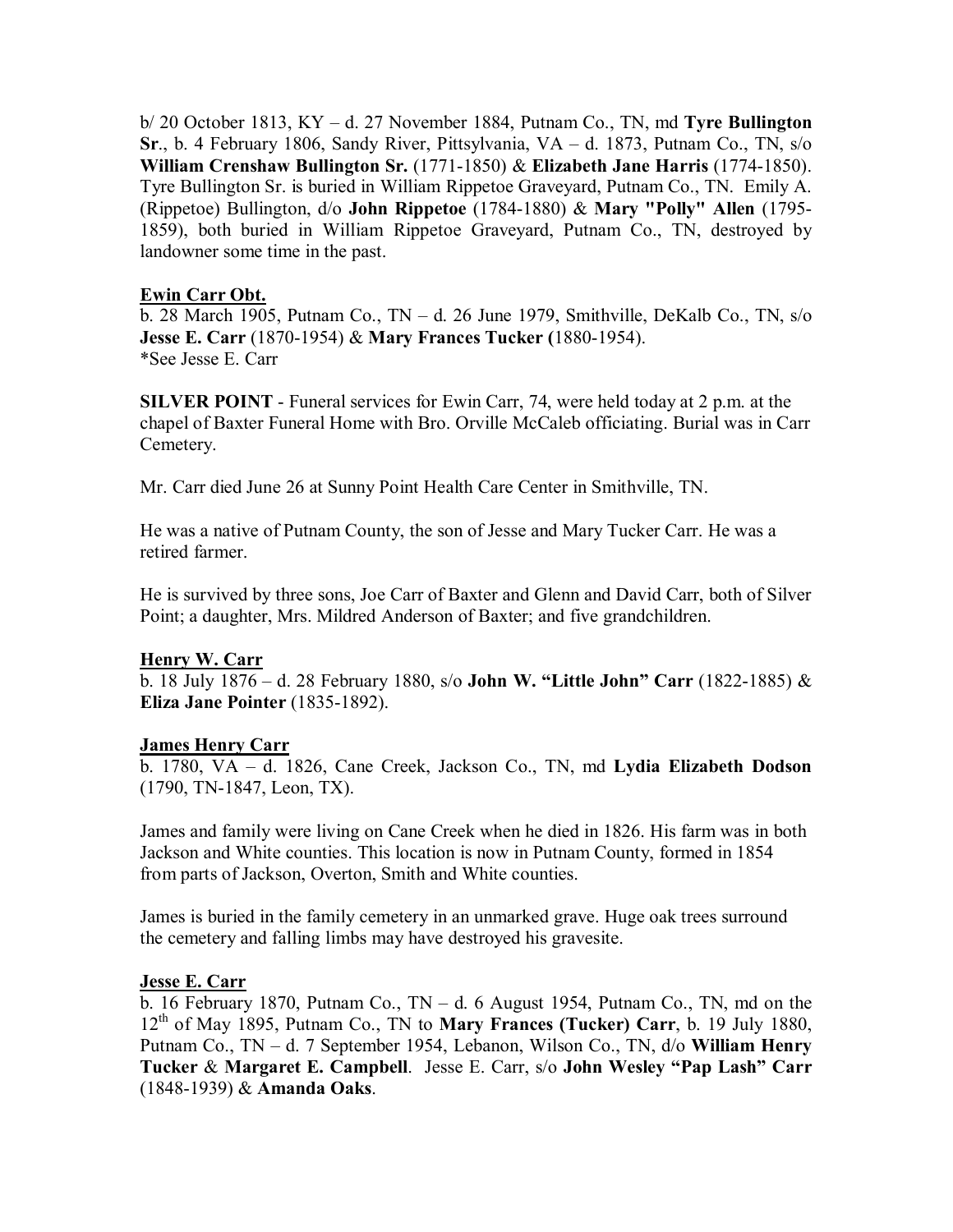b/ 20 October 1813, KY – d. 27 November 1884, Putnam Co., TN, md **Tyre Bullington Sr**., b. 4 February 1806, Sandy River, Pittsylvania, VA – d. 1873, Putnam Co., TN, s/o **William Crenshaw Bullington Sr.** (1771-1850) & **Elizabeth Jane Harris** (1774-1850). Tyre Bullington Sr. is buried in William Rippetoe Graveyard, Putnam Co., TN. Emily A. (Rippetoe) Bullington, d/o **John Rippetoe** (1784-1880) & **Mary "Polly" Allen** (1795-1859), both buried in William Rippetoe Graveyard, Putnam Co., TN, destroyed by landowner some time in the past.

**<u>Ewin Carr Obt.</u>**
b. 28 March 1905, Putnam Co., TN – d. 26 June 1979, Smithville, DeKalb Co., TN, s/o **Jesse E. Carr** (1870-1954) & **Mary Frances Tucker (**1880-1954).
*See Jesse E. Carr

**SILVER POINT** - Funeral services for Ewin Carr, 74, were held today at 2 p.m. at the chapel of Baxter Funeral Home with Bro. Orville McCaleb officiating. Burial was in Carr Cemetery.

Mr. Carr died June 26 at Sunny Point Health Care Center in Smithville, TN.

He was a native of Putnam County, the son of Jesse and Mary Tucker Carr. He was a retired farmer.

He is survived by three sons, Joe Carr of Baxter and Glenn and David Carr, both of Silver Point; a daughter, Mrs. Mildred Anderson of Baxter; and five grandchildren.

**<u>Henry W. Carr</u>**
b. 18 July 1876 – d. 28 February 1880, s/o **John W. "Little John" Carr** (1822-1885) & **Eliza Jane Pointer** (1835-1892).

**<u>James Henry Carr</u>**
b. 1780, VA – d. 1826, Cane Creek, Jackson Co., TN, md **Lydia Elizabeth Dodson** (1790, TN-1847, Leon, TX).

James and family were living on Cane Creek when he died in 1826. His farm was in both Jackson and White counties. This location is now in Putnam County, formed in 1854 from parts of Jackson, Overton, Smith and White counties.

James is buried in the family cemetery in an unmarked grave. Huge oak trees surround the cemetery and falling limbs may have destroyed his gravesite.

**<u>Jesse E. Carr</u>**
b. 16 February 1870, Putnam Co., TN – d. 6 August 1954, Putnam Co., TN, md on the 12th of May 1895, Putnam Co., TN to **Mary Frances (Tucker) Carr**, b. 19 July 1880, Putnam Co., TN – d. 7 September 1954, Lebanon, Wilson Co., TN, d/o **William Henry Tucker** & **Margaret E. Campbell**. Jesse E. Carr, s/o **John Wesley "Pap Lash" Carr** (1848-1939) & **Amanda Oaks**.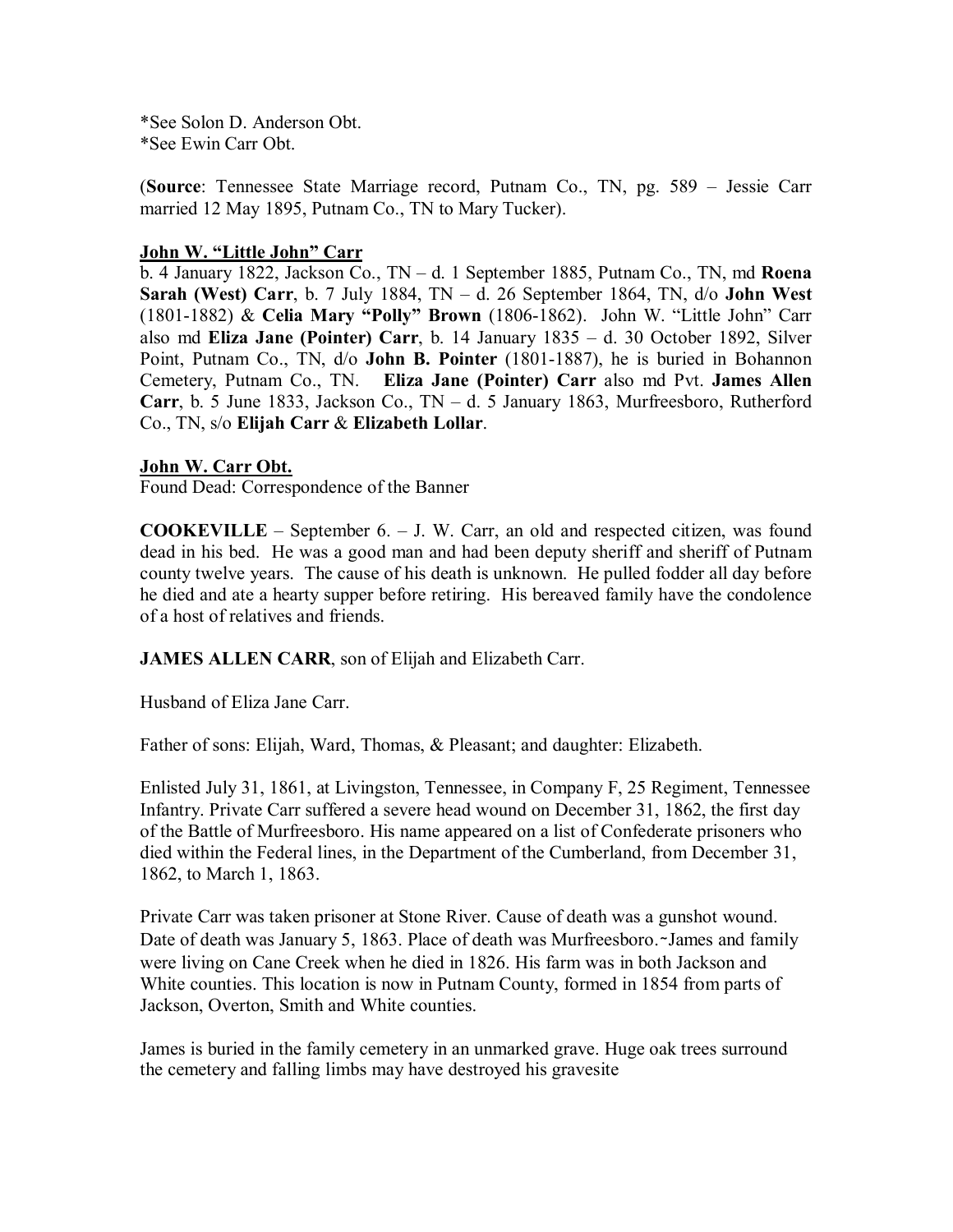*See Solon D. Anderson Obt.
*See Ewin Carr Obt.

(**Source**: Tennessee State Marriage record, Putnam Co., TN, pg. 589 – Jessie Carr married 12 May 1895, Putnam Co., TN to Mary Tucker).

**<u>John W. "Little John" Carr</u>**

b. 4 January 1822, Jackson Co., TN – d. 1 September 1885, Putnam Co., TN, md **Roena Sarah (West) Carr**, b. 7 July 1884, TN – d. 26 September 1864, TN, d/o **John West** (1801-1882) & **Celia Mary "Polly" Brown** (1806-1862). John W. "Little John" Carr also md **Eliza Jane (Pointer) Carr**, b. 14 January 1835 – d. 30 October 1892, Silver Point, Putnam Co., TN, d/o **John B. Pointer** (1801-1887), he is buried in Bohannon Cemetery, Putnam Co., TN. **Eliza Jane (Pointer) Carr** also md Pvt. **James Allen Carr**, b. 5 June 1833, Jackson Co., TN – d. 5 January 1863, Murfreesboro, Rutherford Co., TN, s/o **Elijah Carr** & **Elizabeth Lollar**.

**<u>John W. Carr Obt.</u>**

Found Dead: Correspondence of the Banner

**COOKEVILLE** – September 6. – J. W. Carr, an old and respected citizen, was found dead in his bed. He was a good man and had been deputy sheriff and sheriff of Putnam county twelve years. The cause of his death is unknown. He pulled fodder all day before he died and ate a hearty supper before retiring. His bereaved family have the condolence of a host of relatives and friends.

**JAMES ALLEN CARR**, son of Elijah and Elizabeth Carr.

Husband of Eliza Jane Carr.

Father of sons: Elijah, Ward, Thomas, & Pleasant; and daughter: Elizabeth.

Enlisted July 31, 1861, at Livingston, Tennessee, in Company F, 25 Regiment, Tennessee Infantry. Private Carr suffered a severe head wound on December 31, 1862, the first day of the Battle of Murfreesboro. His name appeared on a list of Confederate prisoners who died within the Federal lines, in the Department of the Cumberland, from December 31, 1862, to March 1, 1863.

Private Carr was taken prisoner at Stone River. Cause of death was a gunshot wound. Date of death was January 5, 1863. Place of death was Murfreesboro.~James and family were living on Cane Creek when he died in 1826. His farm was in both Jackson and White counties. This location is now in Putnam County, formed in 1854 from parts of Jackson, Overton, Smith and White counties.

James is buried in the family cemetery in an unmarked grave. Huge oak trees surround the cemetery and falling limbs may have destroyed his gravesite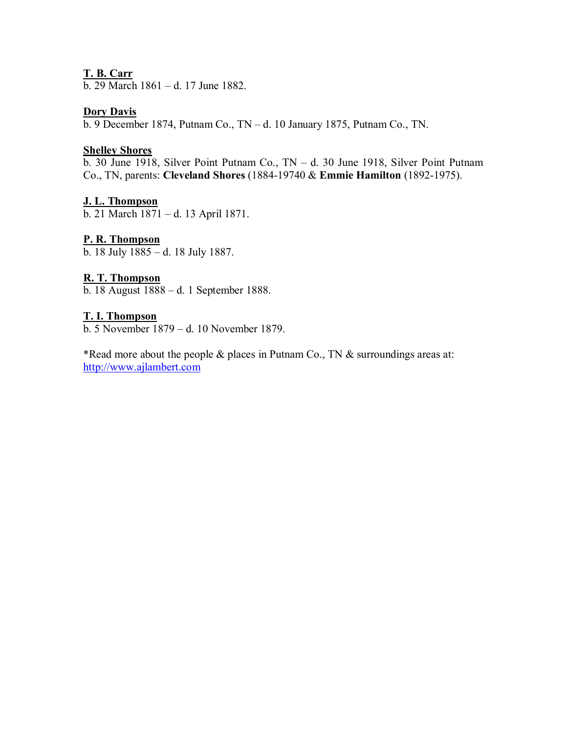**T. B. Carr**
b. 29 March 1861 – d. 17 June 1882.

**Dory Davis**
b. 9 December 1874, Putnam Co., TN – d. 10 January 1875, Putnam Co., TN.

**Shelley Shores**
b. 30 June 1918, Silver Point Putnam Co., TN – d. 30 June 1918, Silver Point Putnam Co., TN, parents: **Cleveland Shores** (1884-19740 & **Emmie Hamilton** (1892-1975).

**J. L. Thompson**
b. 21 March 1871 – d. 13 April 1871.

**P. R. Thompson**
b. 18 July 1885 – d. 18 July 1887.

**R. T. Thompson**
b. 18 August 1888 – d. 1 September 1888.

**T. I. Thompson**
b. 5 November 1879 – d. 10 November 1879.

*Read more about the people & places in Putnam Co., TN & surroundings areas at:
http://www.ajlambert.com